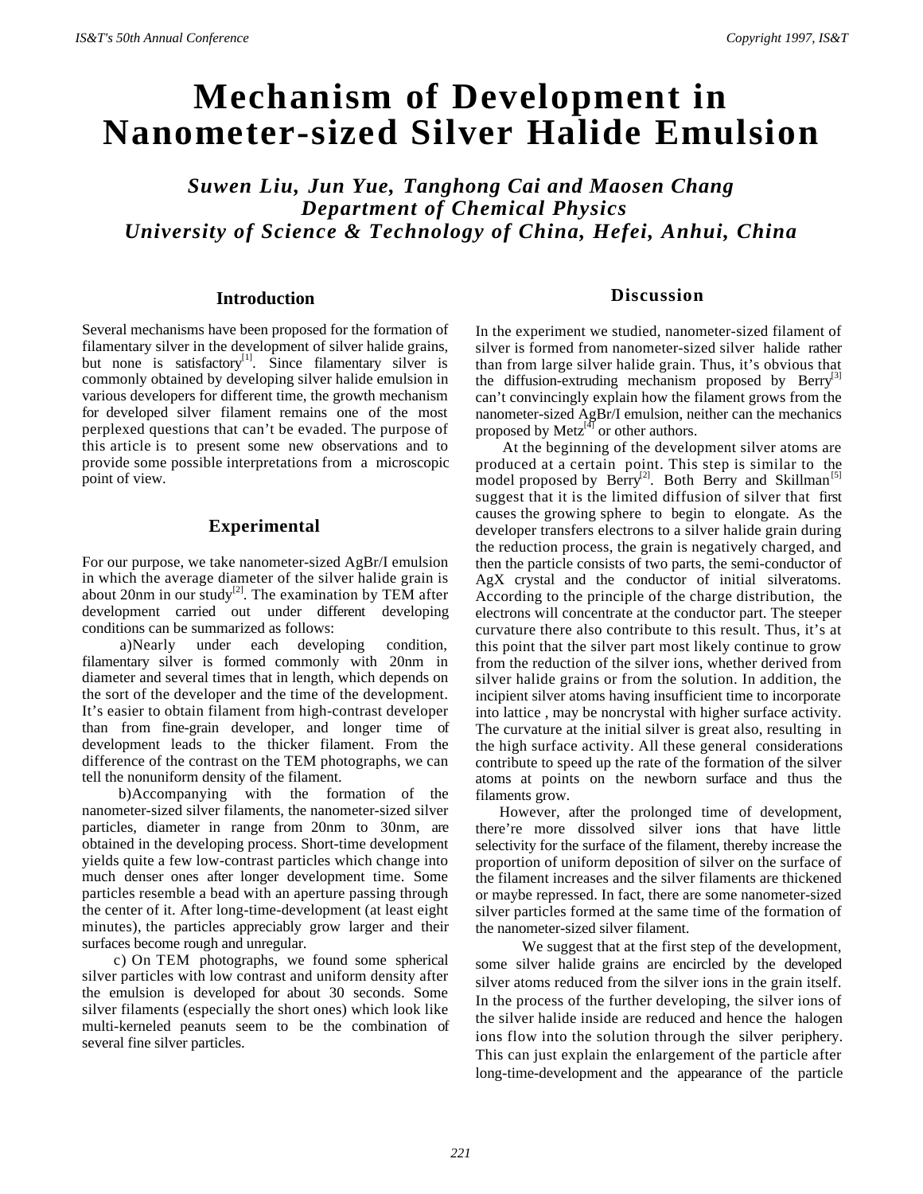# Mechanism of Development in Nanometer-sized Silver Halide Emulsion

***Suwen Liu, Jun Yue, Tanghong Cai and Maosen Chang***
***Department of Chemical Physics***
***University of Science & Technology of China, Hefei, Anhui, China***

## Introduction

Several mechanisms have been proposed for the formation of filamentary silver in the development of silver halide grains, but none is satisfactory[1]. Since filamentary silver is commonly obtained by developing silver halide emulsion in various developers for different time, the growth mechanism for developed silver filament remains one of the most perplexed questions that can't be evaded. The purpose of this article is to present some new observations and to provide some possible interpretations from a microscopic point of view.

## Experimental

For our purpose, we take nanometer-sized AgBr/I emulsion in which the average diameter of the silver halide grain is about 20nm in our study[2]. The examination by TEM after development carried out under different developing conditions can be summarized as follows:

a)Nearly under each developing condition, filamentary silver is formed commonly with 20nm in diameter and several times that in length, which depends on the sort of the developer and the time of the development. It's easier to obtain filament from high-contrast developer than from fine-grain developer, and longer time of development leads to the thicker filament. From the difference of the contrast on the TEM photographs, we can tell the nonuniform density of the filament.

b)Accompanying with the formation of the nanometer-sized silver filaments, the nanometer-sized silver particles, diameter in range from 20nm to 30nm, are obtained in the developing process. Short-time development yields quite a few low-contrast particles which change into much denser ones after longer development time. Some particles resemble a bead with an aperture passing through the center of it. After long-time-development (at least eight minutes), the particles appreciably grow larger and their surfaces become rough and unregular.

c) On TEM photographs, we found some spherical silver particles with low contrast and uniform density after the emulsion is developed for about 30 seconds. Some silver filaments (especially the short ones) which look like multi-kerneled peanuts seem to be the combination of several fine silver particles.

## Discussion

In the experiment we studied, nanometer-sized filament of silver is formed from nanometer-sized silver halide rather than from large silver halide grain. Thus, it's obvious that the diffusion-extruding mechanism proposed by Berry[3] can't convincingly explain how the filament grows from the nanometer-sized AgBr/I emulsion, neither can the mechanics proposed by Metz[4] or other authors.

At the beginning of the development silver atoms are produced at a certain point. This step is similar to the model proposed by Berry[2]. Both Berry and Skillman[5] suggest that it is the limited diffusion of silver that first causes the growing sphere to begin to elongate. As the developer transfers electrons to a silver halide grain during the reduction process, the grain is negatively charged, and then the particle consists of two parts, the semi-conductor of AgX crystal and the conductor of initial silveratoms. According to the principle of the charge distribution, the electrons will concentrate at the conductor part. The steeper curvature there also contribute to this result. Thus, it's at this point that the silver part most likely continue to grow from the reduction of the silver ions, whether derived from silver halide grains or from the solution. In addition, the incipient silver atoms having insufficient time to incorporate into lattice , may be noncrystal with higher surface activity. The curvature at the initial silver is great also, resulting in the high surface activity. All these general considerations contribute to speed up the rate of the formation of the silver atoms at points on the newborn surface and thus the filaments grow.

However, after the prolonged time of development, there're more dissolved silver ions that have little selectivity for the surface of the filament, thereby increase the proportion of uniform deposition of silver on the surface of the filament increases and the silver filaments are thickened or maybe repressed. In fact, there are some nanometer-sized silver particles formed at the same time of the formation of the nanometer-sized silver filament.

We suggest that at the first step of the development, some silver halide grains are encircled by the developed silver atoms reduced from the silver ions in the grain itself. In the process of the further developing, the silver ions of the silver halide inside are reduced and hence the halogen ions flow into the solution through the silver periphery. This can just explain the enlargement of the particle after long-time-development and the appearance of the particle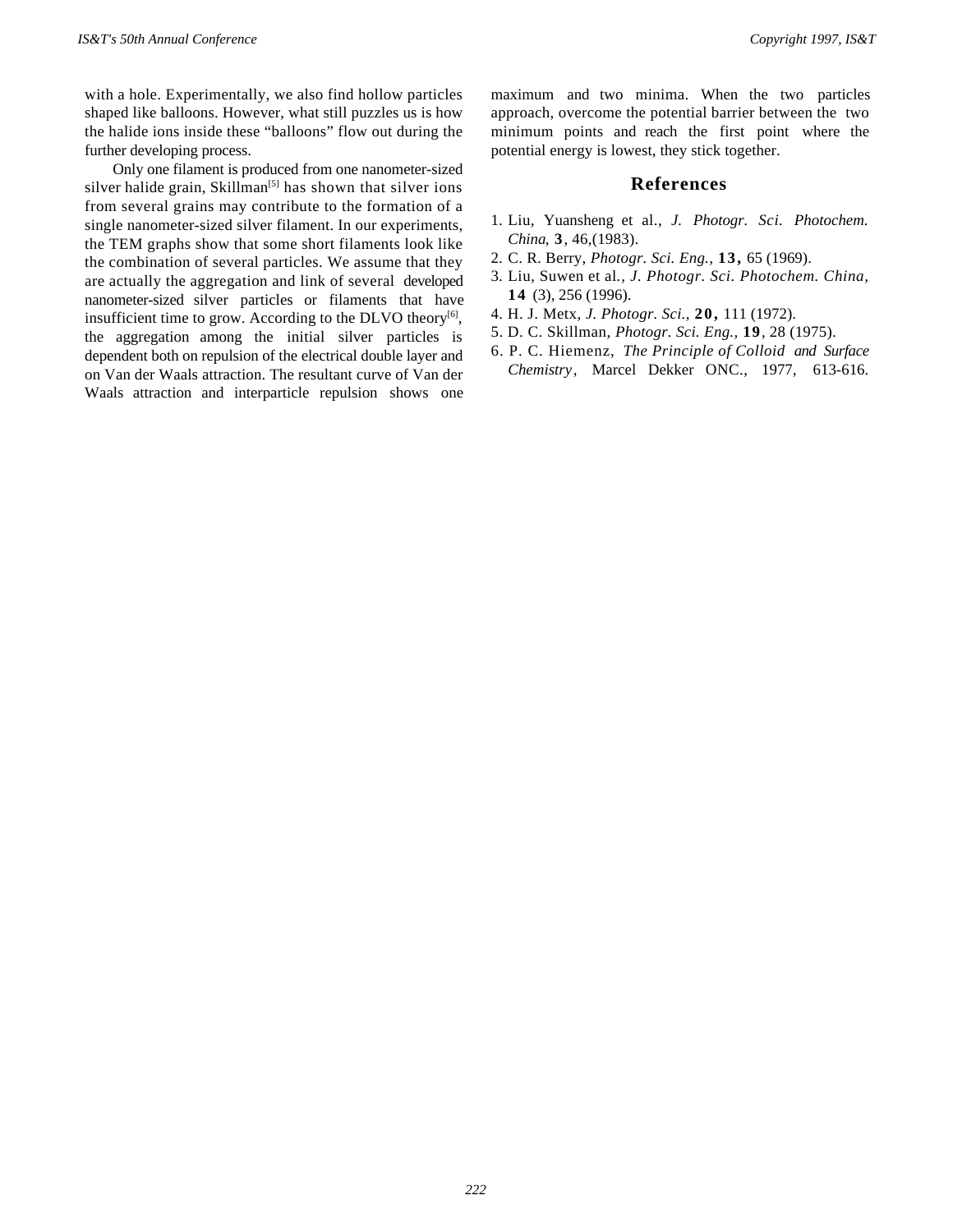with a hole. Experimentally, we also find hollow particles shaped like balloons. However, what still puzzles us is how the halide ions inside these "balloons" flow out during the further developing process.

Only one filament is produced from one nanometer-sized silver halide grain, Skillman[5] has shown that silver ions from several grains may contribute to the formation of a single nanometer-sized silver filament. In our experiments, the TEM graphs show that some short filaments look like the combination of several particles. We assume that they are actually the aggregation and link of several developed nanometer-sized silver particles or filaments that have insufficient time to grow. According to the DLVO theory[6], the aggregation among the initial silver particles is dependent both on repulsion of the electrical double layer and on Van der Waals attraction. The resultant curve of Van der Waals attraction and interparticle repulsion shows one maximum and two minima. When the two particles approach, overcome the potential barrier between the two minimum points and reach the first point where the potential energy is lowest, they stick together.

## References

1. Liu, Yuansheng et al., *J. Photogr. Sci. Photochem. China*, **3**, 46,(1983).
2. C. R. Berry, *Photogr. Sci. Eng.*, **13,** 65 (1969).
3. Liu, Suwen et al., *J. Photogr. Sci. Photochem. China*, **14** (3), 256 (1996).
4. H. J. Metx, *J. Photogr. Sci.*, **20,** 111 (1972).
5. D. C. Skillman, *Photogr. Sci. Eng.*, **19**, 28 (1975).
6. P. C. Hiemenz, *The Principle of Colloid and Surface Chemistry*, Marcel Dekker ONC., 1977, 613-616.